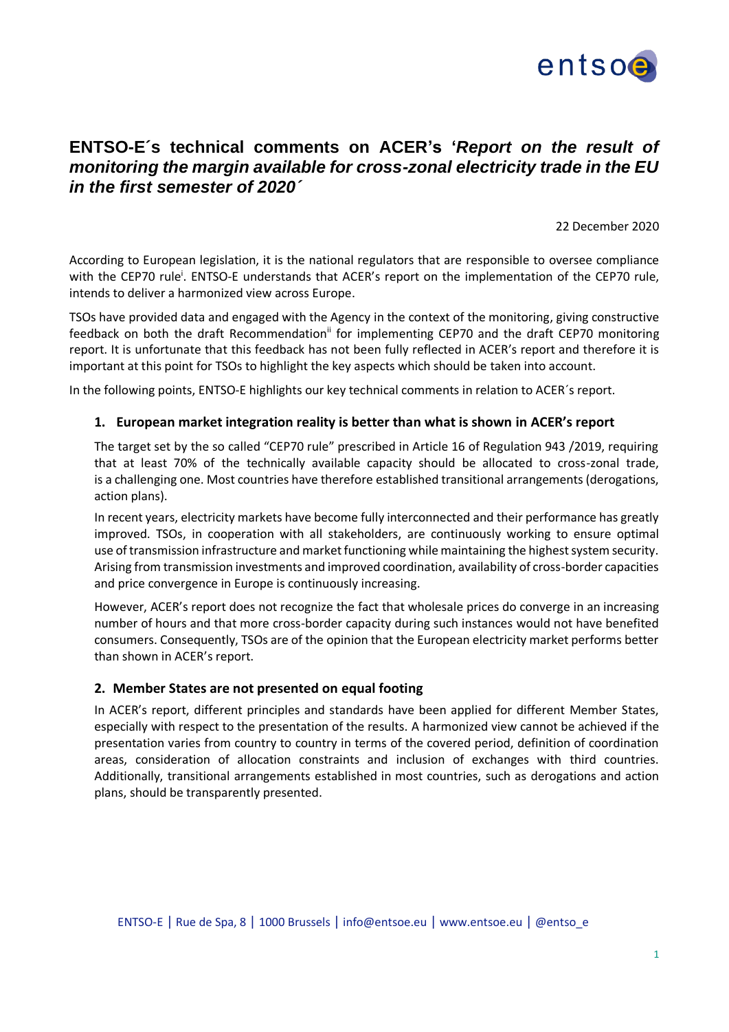# ENTSO-E´s technical comments on ACER's '*Report on the result of monitoring the margin available for cross-zonal electricity trade in the EU in the first semester of 2020´*

22 December 2020

According to European legislation, it is the national regulators that are responsible to oversee compliance with the CEP70 rule[i]. ENTSO-E understands that ACER's report on the implementation of the CEP70 rule, intends to deliver a harmonized view across Europe.

TSOs have provided data and engaged with the Agency in the context of the monitoring, giving constructive feedback on both the draft Recommendation[ii] for implementing CEP70 and the draft CEP70 monitoring report. It is unfortunate that this feedback has not been fully reflected in ACER's report and therefore it is important at this point for TSOs to highlight the key aspects which should be taken into account.

In the following points, ENTSO-E highlights our key technical comments in relation to ACER´s report.

## 1. European market integration reality is better than what is shown in ACER's report

The target set by the so called "CEP70 rule" prescribed in Article 16 of Regulation 943 /2019, requiring that at least 70% of the technically available capacity should be allocated to cross-zonal trade, is a challenging one. Most countries have therefore established transitional arrangements (derogations, action plans).

In recent years, electricity markets have become fully interconnected and their performance has greatly improved. TSOs, in cooperation with all stakeholders, are continuously working to ensure optimal use of transmission infrastructure and market functioning while maintaining the highest system security. Arising from transmission investments and improved coordination, availability of cross-border capacities and price convergence in Europe is continuously increasing.

However, ACER's report does not recognize the fact that wholesale prices do converge in an increasing number of hours and that more cross-border capacity during such instances would not have benefited consumers. Consequently, TSOs are of the opinion that the European electricity market performs better than shown in ACER's report.

## 2. Member States are not presented on equal footing

In ACER's report, different principles and standards have been applied for different Member States, especially with respect to the presentation of the results. A harmonized view cannot be achieved if the presentation varies from country to country in terms of the covered period, definition of coordination areas, consideration of allocation constraints and inclusion of exchanges with third countries. Additionally, transitional arrangements established in most countries, such as derogations and action plans, should be transparently presented.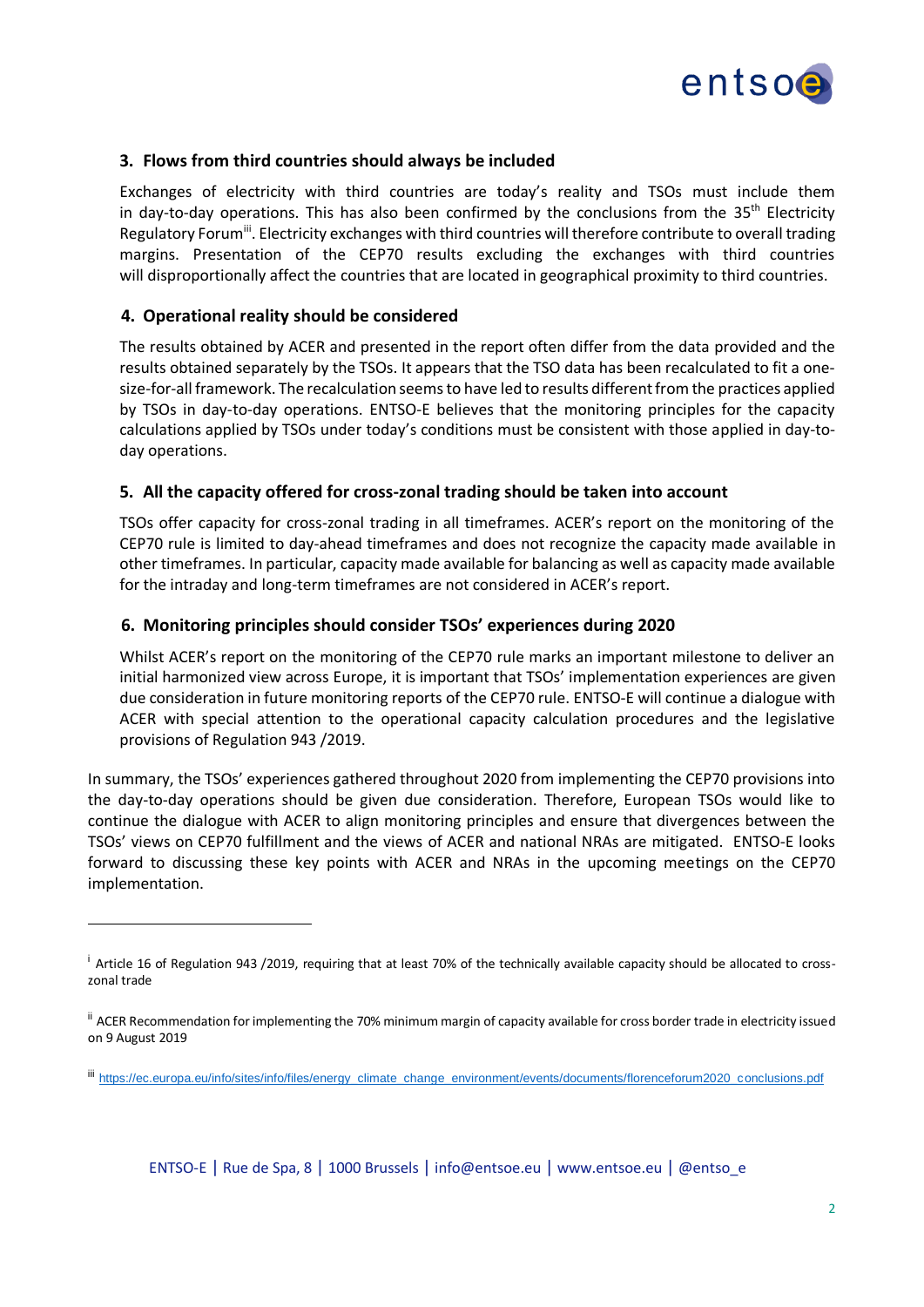### 3. Flows from third countries should always be included

Exchanges of electricity with third countries are today's reality and TSOs must include them in day-to-day operations. This has also been confirmed by the conclusions from the 35th Electricity Regulatory Forum[iii]. Electricity exchanges with third countries will therefore contribute to overall trading margins. Presentation of the CEP70 results excluding the exchanges with third countries will disproportionally affect the countries that are located in geographical proximity to third countries.

### 4. Operational reality should be considered

The results obtained by ACER and presented in the report often differ from the data provided and the results obtained separately by the TSOs. It appears that the TSO data has been recalculated to fit a one-size-for-all framework. The recalculation seems to have led to results different from the practices applied by TSOs in day-to-day operations. ENTSO-E believes that the monitoring principles for the capacity calculations applied by TSOs under today's conditions must be consistent with those applied in day-to-day operations.

### 5. All the capacity offered for cross-zonal trading should be taken into account

TSOs offer capacity for cross-zonal trading in all timeframes. ACER's report on the monitoring of the CEP70 rule is limited to day-ahead timeframes and does not recognize the capacity made available in other timeframes. In particular, capacity made available for balancing as well as capacity made available for the intraday and long-term timeframes are not considered in ACER's report.

### 6. Monitoring principles should consider TSOs' experiences during 2020

Whilst ACER's report on the monitoring of the CEP70 rule marks an important milestone to deliver an initial harmonized view across Europe, it is important that TSOs' implementation experiences are given due consideration in future monitoring reports of the CEP70 rule. ENTSO-E will continue a dialogue with ACER with special attention to the operational capacity calculation procedures and the legislative provisions of Regulation 943 /2019.

In summary, the TSOs' experiences gathered throughout 2020 from implementing the CEP70 provisions into the day-to-day operations should be given due consideration. Therefore, European TSOs would like to continue the dialogue with ACER to align monitoring principles and ensure that divergences between the TSOs' views on CEP70 fulfillment and the views of ACER and national NRAs are mitigated. ENTSO-E looks forward to discussing these key points with ACER and NRAs in the upcoming meetings on the CEP70 implementation.

---

[i] Article 16 of Regulation 943 /2019, requiring that at least 70% of the technically available capacity should be allocated to cross-zonal trade

[ii] ACER Recommendation for implementing the 70% minimum margin of capacity available for cross border trade in electricity issued on 9 August 2019

[iii] https://ec.europa.eu/info/sites/info/files/energy_climate_change_environment/events/documents/florenceforum2020_conclusions.pdf

ENTSO-E | Rue de Spa, 8 | 1000 Brussels | info@entsoe.eu | www.entsoe.eu | @entso_e